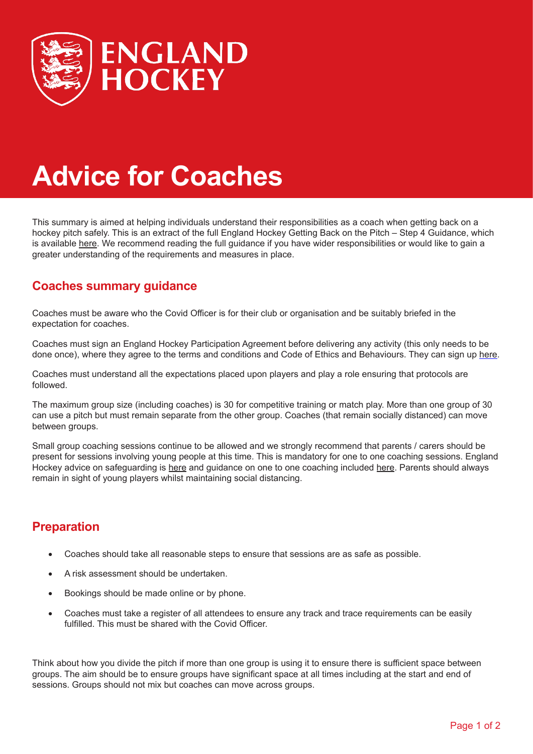ENGLAND HOCKEY

# Advice for Coaches

This summary is aimed at helping individuals understand their responsibilities as a coach when getting back on a hockey pitch safely. This is an extract of the full England Hockey Getting Back on the Pitch – Step 4 Guidance, which is available here. We recommend reading the full guidance if you have wider responsibilities or would like to gain a greater understanding of the requirements and measures in place.

## Coaches summary guidance

Coaches must be aware who the Covid Officer is for their club or organisation and be suitably briefed in the expectation for coaches.

Coaches must sign an England Hockey Participation Agreement before delivering any activity (this only needs to be done once), where they agree to the terms and conditions and Code of Ethics and Behaviours. They can sign up here.

Coaches must understand all the expectations placed upon players and play a role ensuring that protocols are followed.

The maximum group size (including coaches) is 30 for competitive training or match play. More than one group of 30 can use a pitch but must remain separate from the other group. Coaches (that remain socially distanced) can move between groups.

Small group coaching sessions continue to be allowed and we strongly recommend that parents / carers should be present for sessions involving young people at this time. This is mandatory for one to one coaching sessions. England Hockey advice on safeguarding is here and guidance on one to one coaching included here. Parents should always remain in sight of young players whilst maintaining social distancing.

## Preparation

- Coaches should take all reasonable steps to ensure that sessions are as safe as possible.
- A risk assessment should be undertaken.
- Bookings should be made online or by phone.
- Coaches must take a register of all attendees to ensure any track and trace requirements can be easily fulfilled. This must be shared with the Covid Officer.

Think about how you divide the pitch if more than one group is using it to ensure there is sufficient space between groups. The aim should be to ensure groups have significant space at all times including at the start and end of sessions. Groups should not mix but coaches can move across groups.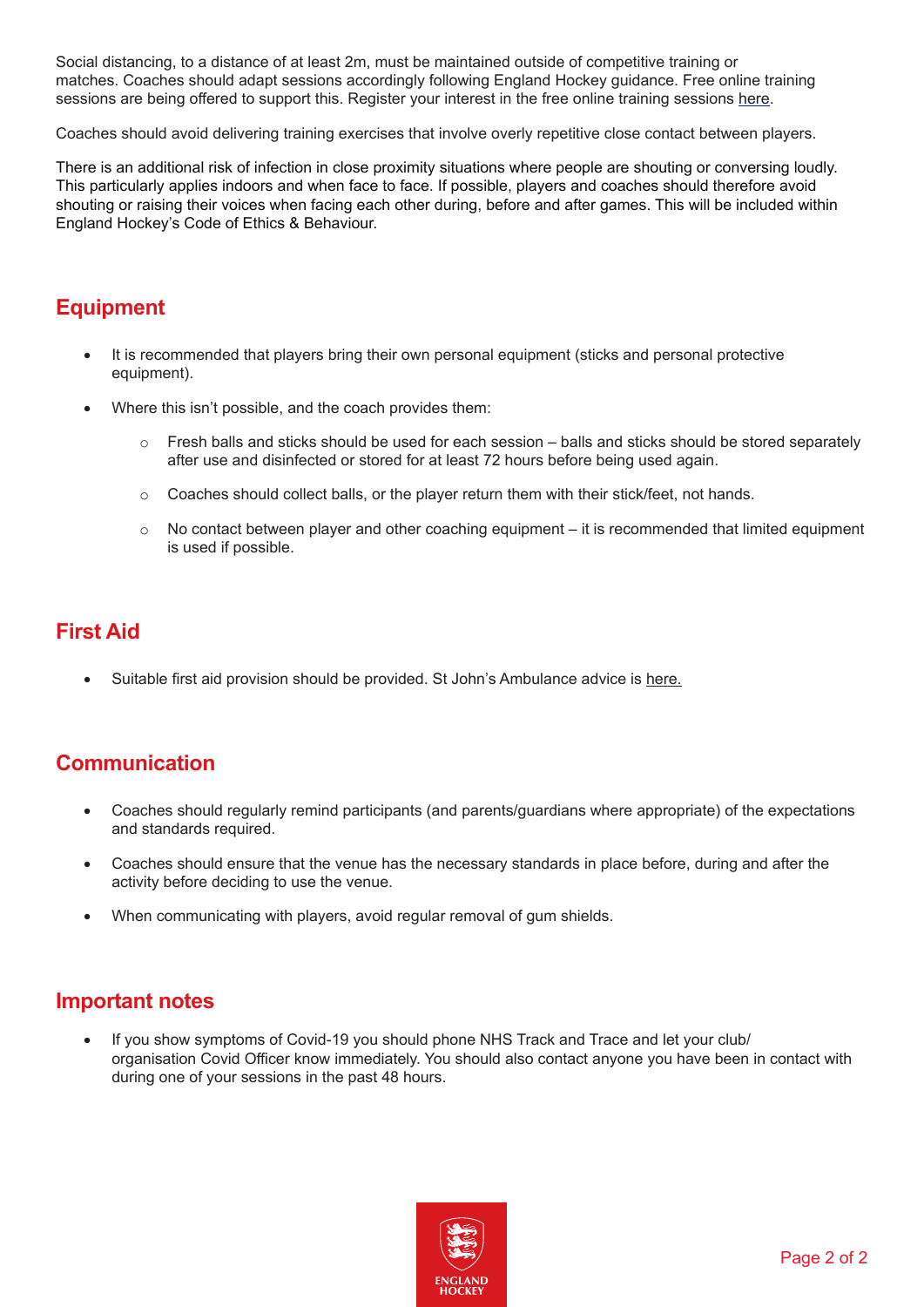Social distancing, to a distance of at least 2m, must be maintained outside of competitive training or matches. Coaches should adapt sessions accordingly following England Hockey guidance. Free online training sessions are being offered to support this. Register your interest in the free online training sessions here.

Coaches should avoid delivering training exercises that involve overly repetitive close contact between players.

There is an additional risk of infection in close proximity situations where people are shouting or conversing loudly. This particularly applies indoors and when face to face. If possible, players and coaches should therefore avoid shouting or raising their voices when facing each other during, before and after games. This will be included within England Hockey's Code of Ethics & Behaviour.

## Equipment

- It is recommended that players bring their own personal equipment (sticks and personal protective equipment).
- Where this isn't possible, and the coach provides them:
  - Fresh balls and sticks should be used for each session – balls and sticks should be stored separately after use and disinfected or stored for at least 72 hours before being used again.
  - Coaches should collect balls, or the player return them with their stick/feet, not hands.
  - No contact between player and other coaching equipment – it is recommended that limited equipment is used if possible.

## First Aid

- Suitable first aid provision should be provided. St John's Ambulance advice is here.

## Communication

- Coaches should regularly remind participants (and parents/guardians where appropriate) of the expectations and standards required.
- Coaches should ensure that the venue has the necessary standards in place before, during and after the activity before deciding to use the venue.
- When communicating with players, avoid regular removal of gum shields.

## Important notes

- If you show symptoms of Covid-19 you should phone NHS Track and Trace and let your club/organisation Covid Officer know immediately. You should also contact anyone you have been in contact with during one of your sessions in the past 48 hours.